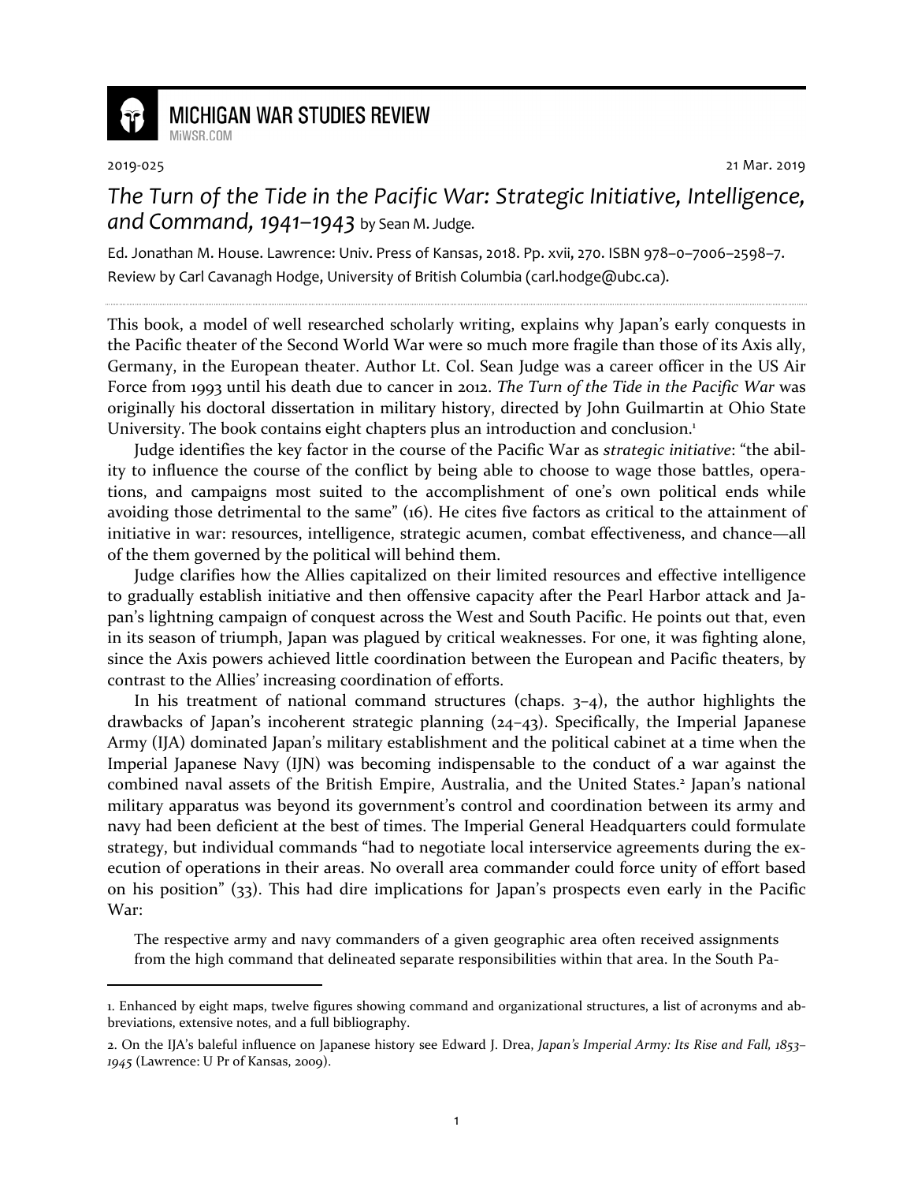**MICHIGAN WAR STUDIES REVIEW**
MiWSR.COM

2019-025 21 Mar. 2019

# *The Turn of the Tide in the Pacific War: Strategic Initiative, Intelligence, and Command, 1941–1943* by Sean M. Judge.

Ed. Jonathan M. House. Lawrence: Univ. Press of Kansas, 2018. Pp. xvii, 270. ISBN 978–0–7006–2598–7.
Review by Carl Cavanagh Hodge, University of British Columbia (carl.hodge@ubc.ca).

---

This book, a model of well researched scholarly writing, explains why Japan's early conquests in the Pacific theater of the Second World War were so much more fragile than those of its Axis ally, Germany, in the European theater. Author Lt. Col. Sean Judge was a career officer in the US Air Force from 1993 until his death due to cancer in 2012. *The Turn of the Tide in the Pacific War* was originally his doctoral dissertation in military history, directed by John Guilmartin at Ohio State University. The book contains eight chapters plus an introduction and conclusion.[1]

Judge identifies the key factor in the course of the Pacific War as *strategic initiative*: "the ability to influence the course of the conflict by being able to choose to wage those battles, operations, and campaigns most suited to the accomplishment of one's own political ends while avoiding those detrimental to the same" (16). He cites five factors as critical to the attainment of initiative in war: resources, intelligence, strategic acumen, combat effectiveness, and chance—all of the them governed by the political will behind them.

Judge clarifies how the Allies capitalized on their limited resources and effective intelligence to gradually establish initiative and then offensive capacity after the Pearl Harbor attack and Japan's lightning campaign of conquest across the West and South Pacific. He points out that, even in its season of triumph, Japan was plagued by critical weaknesses. For one, it was fighting alone, since the Axis powers achieved little coordination between the European and Pacific theaters, by contrast to the Allies' increasing coordination of efforts.

In his treatment of national command structures (chaps. 3–4), the author highlights the drawbacks of Japan's incoherent strategic planning (24–43). Specifically, the Imperial Japanese Army (IJA) dominated Japan's military establishment and the political cabinet at a time when the Imperial Japanese Navy (IJN) was becoming indispensable to the conduct of a war against the combined naval assets of the British Empire, Australia, and the United States.[2] Japan's national military apparatus was beyond its government's control and coordination between its army and navy had been deficient at the best of times. The Imperial General Headquarters could formulate strategy, but individual commands "had to negotiate local interservice agreements during the execution of operations in their areas. No overall area commander could force unity of effort based on his position" (33). This had dire implications for Japan's prospects even early in the Pacific War:

> The respective army and navy commanders of a given geographic area often received assignments from the high command that delineated separate responsibilities within that area. In the South Pa-

---

1. Enhanced by eight maps, twelve figures showing command and organizational structures, a list of acronyms and abbreviations, extensive notes, and a full bibliography.

2. On the IJA's baleful influence on Japanese history see Edward J. Drea, *Japan's Imperial Army: Its Rise and Fall, 1853–1945* (Lawrence: U Pr of Kansas, 2009).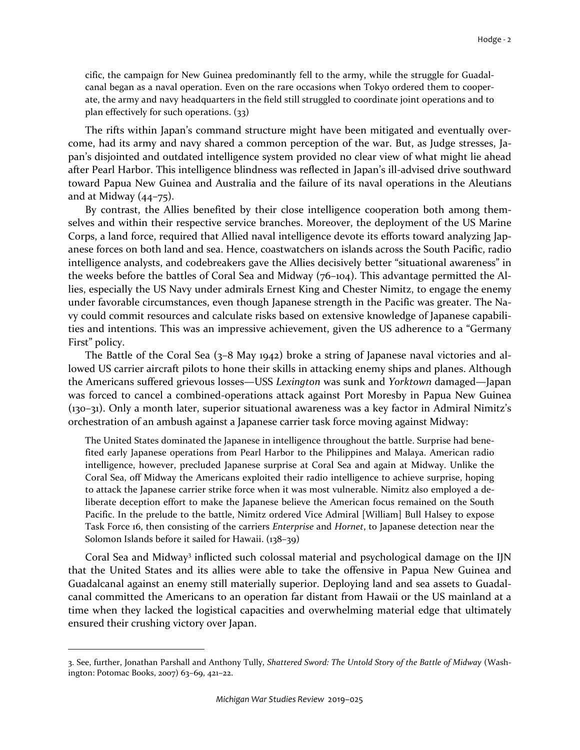> cific, the campaign for New Guinea predominantly fell to the army, while the struggle for Guadalcanal began as a naval operation. Even on the rare occasions when Tokyo ordered them to cooperate, the army and navy headquarters in the field still struggled to coordinate joint operations and to plan effectively for such operations. (33)

The rifts within Japan's command structure might have been mitigated and eventually overcome, had its army and navy shared a common perception of the war. But, as Judge stresses, Japan's disjointed and outdated intelligence system provided no clear view of what might lie ahead after Pearl Harbor. This intelligence blindness was reflected in Japan's ill-advised drive southward toward Papua New Guinea and Australia and the failure of its naval operations in the Aleutians and at Midway (44–75).

By contrast, the Allies benefited by their close intelligence cooperation both among themselves and within their respective service branches. Moreover, the deployment of the US Marine Corps, a land force, required that Allied naval intelligence devote its efforts toward analyzing Japanese forces on both land and sea. Hence, coastwatchers on islands across the South Pacific, radio intelligence analysts, and codebreakers gave the Allies decisively better "situational awareness" in the weeks before the battles of Coral Sea and Midway (76–104). This advantage permitted the Allies, especially the US Navy under admirals Ernest King and Chester Nimitz, to engage the enemy under favorable circumstances, even though Japanese strength in the Pacific was greater. The Navy could commit resources and calculate risks based on extensive knowledge of Japanese capabilities and intentions. This was an impressive achievement, given the US adherence to a "Germany First" policy.

The Battle of the Coral Sea (3–8 May 1942) broke a string of Japanese naval victories and allowed US carrier aircraft pilots to hone their skills in attacking enemy ships and planes. Although the Americans suffered grievous losses—USS *Lexington* was sunk and *Yorktown* damaged—Japan was forced to cancel a combined-operations attack against Port Moresby in Papua New Guinea (130–31). Only a month later, superior situational awareness was a key factor in Admiral Nimitz's orchestration of an ambush against a Japanese carrier task force moving against Midway:

> The United States dominated the Japanese in intelligence throughout the battle. Surprise had benefited early Japanese operations from Pearl Harbor to the Philippines and Malaya. American radio intelligence, however, precluded Japanese surprise at Coral Sea and again at Midway. Unlike the Coral Sea, off Midway the Americans exploited their radio intelligence to achieve surprise, hoping to attack the Japanese carrier strike force when it was most vulnerable. Nimitz also employed a deliberate deception effort to make the Japanese believe the American focus remained on the South Pacific. In the prelude to the battle, Nimitz ordered Vice Admiral [William] Bull Halsey to expose Task Force 16, then consisting of the carriers *Enterprise* and *Hornet*, to Japanese detection near the Solomon Islands before it sailed for Hawaii. (138–39)

Coral Sea and Midway[3] inflicted such colossal material and psychological damage on the IJN that the United States and its allies were able to take the offensive in Papua New Guinea and Guadalcanal against an enemy still materially superior. Deploying land and sea assets to Guadalcanal committed the Americans to an operation far distant from Hawaii or the US mainland at a time when they lacked the logistical capacities and overwhelming material edge that ultimately ensured their crushing victory over Japan.

---

3. See, further, Jonathan Parshall and Anthony Tully, *Shattered Sword: The Untold Story of the Battle of Midway* (Washington: Potomac Books, 2007) 63–69, 421–22.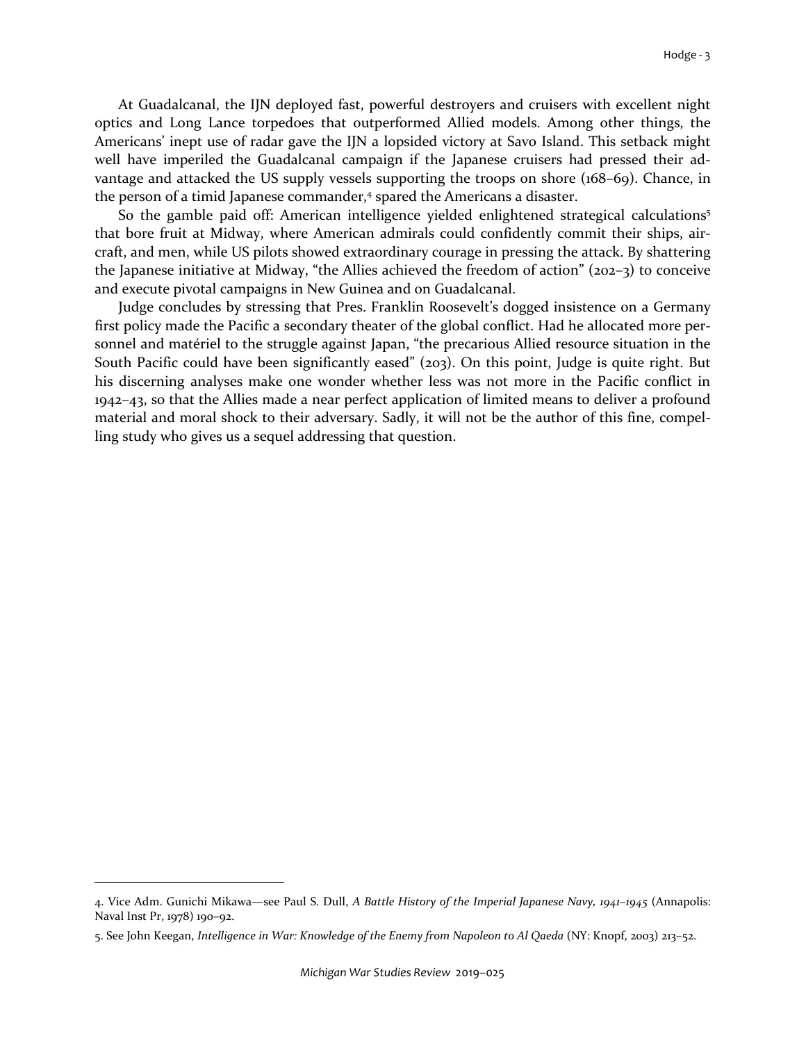At Guadalcanal, the IJN deployed fast, powerful destroyers and cruisers with excellent night optics and Long Lance torpedoes that outperformed Allied models. Among other things, the Americans' inept use of radar gave the IJN a lopsided victory at Savo Island. This setback might well have imperiled the Guadalcanal campaign if the Japanese cruisers had pressed their advantage and attacked the US supply vessels supporting the troops on shore (168–69). Chance, in the person of a timid Japanese commander,[4] spared the Americans a disaster.

So the gamble paid off: American intelligence yielded enlightened strategical calculations[5] that bore fruit at Midway, where American admirals could confidently commit their ships, aircraft, and men, while US pilots showed extraordinary courage in pressing the attack. By shattering the Japanese initiative at Midway, "the Allies achieved the freedom of action" (202–3) to conceive and execute pivotal campaigns in New Guinea and on Guadalcanal.

Judge concludes by stressing that Pres. Franklin Roosevelt's dogged insistence on a Germany first policy made the Pacific a secondary theater of the global conflict. Had he allocated more personnel and matériel to the struggle against Japan, "the precarious Allied resource situation in the South Pacific could have been significantly eased" (203). On this point, Judge is quite right. But his discerning analyses make one wonder whether less was not more in the Pacific conflict in 1942–43, so that the Allies made a near perfect application of limited means to deliver a profound material and moral shock to their adversary. Sadly, it will not be the author of this fine, compelling study who gives us a sequel addressing that question.

---

4. Vice Adm. Gunichi Mikawa—see Paul S. Dull, *A Battle History of the Imperial Japanese Navy, 1941–1945* (Annapolis: Naval Inst Pr, 1978) 190–92.

5. See John Keegan, *Intelligence in War: Knowledge of the Enemy from Napoleon to Al Qaeda* (NY: Knopf, 2003) 213–52.